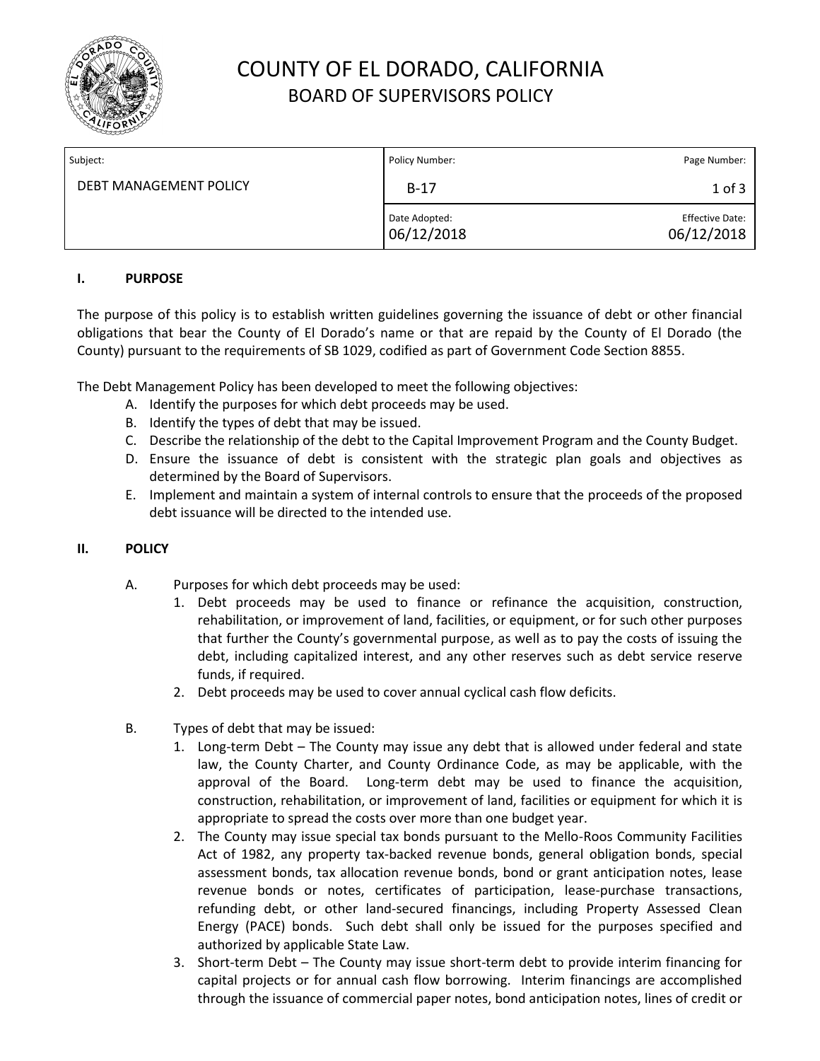# COUNTY OF EL DORADO, CALIFORNIA
## BOARD OF SUPERVISORS POLICY

| Subject: | Policy Number: | Page Number: |
|---|---|---|
| DEBT MANAGEMENT POLICY | B-17 | 1 of 3 |
| | Date Adopted: 06/12/2018 | Effective Date: 06/12/2018 |

### I. PURPOSE

The purpose of this policy is to establish written guidelines governing the issuance of debt or other financial obligations that bear the County of El Dorado's name or that are repaid by the County of El Dorado (the County) pursuant to the requirements of SB 1029, codified as part of Government Code Section 8855.

The Debt Management Policy has been developed to meet the following objectives:

A. Identify the purposes for which debt proceeds may be used.
B. Identify the types of debt that may be issued.
C. Describe the relationship of the debt to the Capital Improvement Program and the County Budget.
D. Ensure the issuance of debt is consistent with the strategic plan goals and objectives as determined by the Board of Supervisors.
E. Implement and maintain a system of internal controls to ensure that the proceeds of the proposed debt issuance will be directed to the intended use.

### II. POLICY

A. Purposes for which debt proceeds may be used:

1. Debt proceeds may be used to finance or refinance the acquisition, construction, rehabilitation, or improvement of land, facilities, or equipment, or for such other purposes that further the County's governmental purpose, as well as to pay the costs of issuing the debt, including capitalized interest, and any other reserves such as debt service reserve funds, if required.
2. Debt proceeds may be used to cover annual cyclical cash flow deficits.

B. Types of debt that may be issued:

1. Long-term Debt – The County may issue any debt that is allowed under federal and state law, the County Charter, and County Ordinance Code, as may be applicable, with the approval of the Board. Long-term debt may be used to finance the acquisition, construction, rehabilitation, or improvement of land, facilities or equipment for which it is appropriate to spread the costs over more than one budget year.
2. The County may issue special tax bonds pursuant to the Mello-Roos Community Facilities Act of 1982, any property tax-backed revenue bonds, general obligation bonds, special assessment bonds, tax allocation revenue bonds, bond or grant anticipation notes, lease revenue bonds or notes, certificates of participation, lease-purchase transactions, refunding debt, or other land-secured financings, including Property Assessed Clean Energy (PACE) bonds. Such debt shall only be issued for the purposes specified and authorized by applicable State Law.
3. Short-term Debt – The County may issue short-term debt to provide interim financing for capital projects or for annual cash flow borrowing. Interim financings are accomplished through the issuance of commercial paper notes, bond anticipation notes, lines of credit or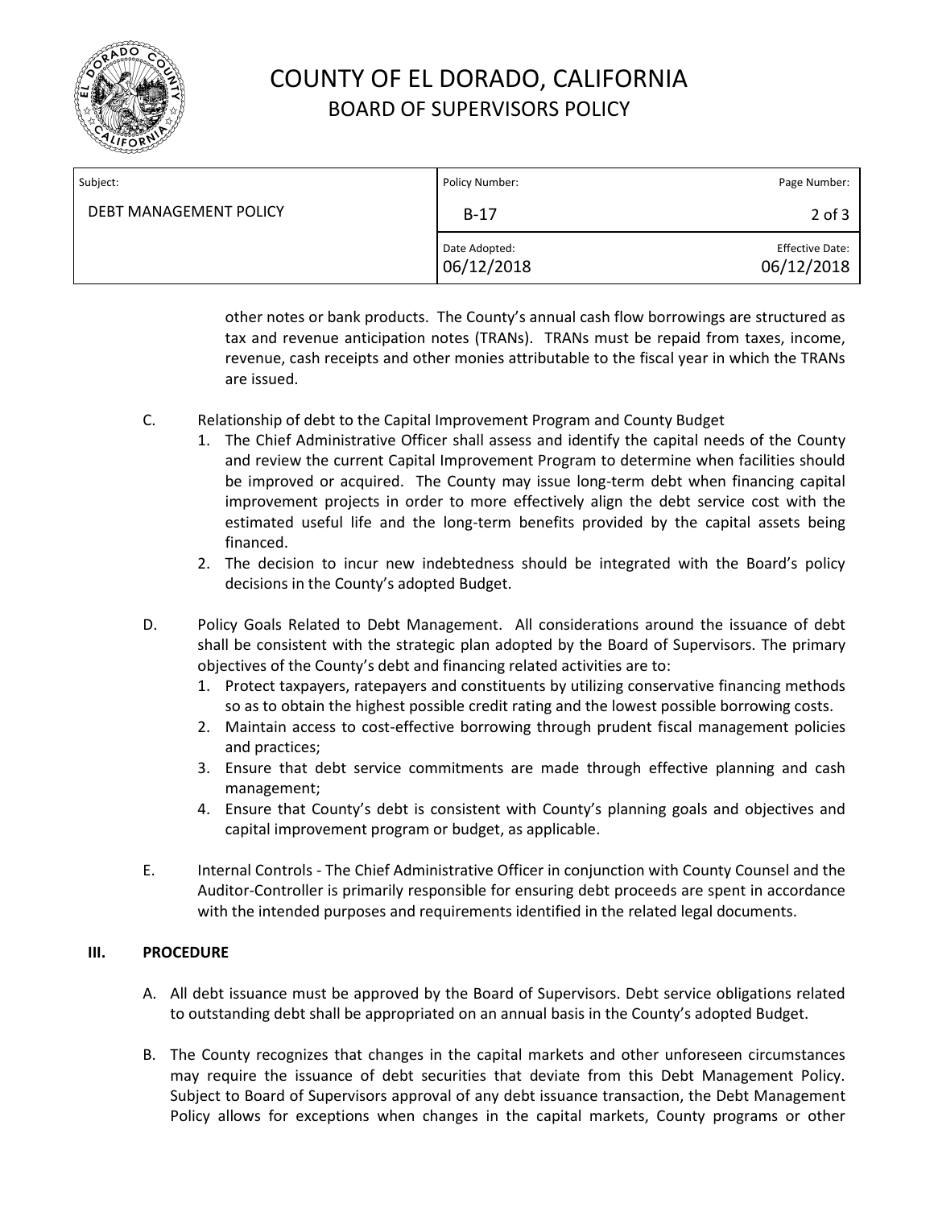other notes or bank products. The County's annual cash flow borrowings are structured as tax and revenue anticipation notes (TRANs). TRANs must be repaid from taxes, income, revenue, cash receipts and other monies attributable to the fiscal year in which the TRANs are issued.

C. Relationship of debt to the Capital Improvement Program and County Budget
   1. The Chief Administrative Officer shall assess and identify the capital needs of the County and review the current Capital Improvement Program to determine when facilities should be improved or acquired. The County may issue long-term debt when financing capital improvement projects in order to more effectively align the debt service cost with the estimated useful life and the long-term benefits provided by the capital assets being financed.
   2. The decision to incur new indebtedness should be integrated with the Board's policy decisions in the County's adopted Budget.

D. Policy Goals Related to Debt Management. All considerations around the issuance of debt shall be consistent with the strategic plan adopted by the Board of Supervisors. The primary objectives of the County's debt and financing related activities are to:
   1. Protect taxpayers, ratepayers and constituents by utilizing conservative financing methods so as to obtain the highest possible credit rating and the lowest possible borrowing costs.
   2. Maintain access to cost-effective borrowing through prudent fiscal management policies and practices;
   3. Ensure that debt service commitments are made through effective planning and cash management;
   4. Ensure that County's debt is consistent with County's planning goals and objectives and capital improvement program or budget, as applicable.

E. Internal Controls - The Chief Administrative Officer in conjunction with County Counsel and the Auditor-Controller is primarily responsible for ensuring debt proceeds are spent in accordance with the intended purposes and requirements identified in the related legal documents.

## III. PROCEDURE

A. All debt issuance must be approved by the Board of Supervisors. Debt service obligations related to outstanding debt shall be appropriated on an annual basis in the County's adopted Budget.

B. The County recognizes that changes in the capital markets and other unforeseen circumstances may require the issuance of debt securities that deviate from this Debt Management Policy. Subject to Board of Supervisors approval of any debt issuance transaction, the Debt Management Policy allows for exceptions when changes in the capital markets, County programs or other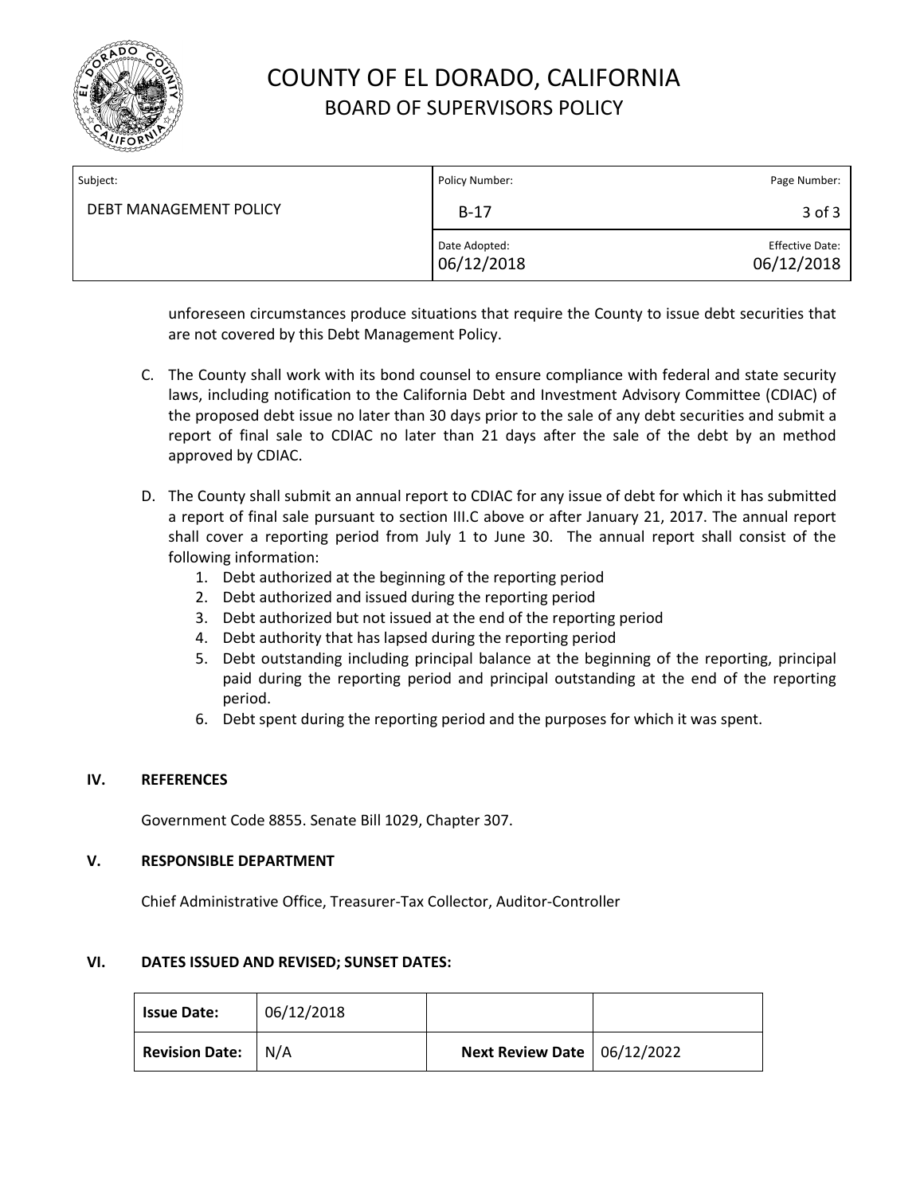unforeseen circumstances produce situations that require the County to issue debt securities that are not covered by this Debt Management Policy.

C. The County shall work with its bond counsel to ensure compliance with federal and state security laws, including notification to the California Debt and Investment Advisory Committee (CDIAC) of the proposed debt issue no later than 30 days prior to the sale of any debt securities and submit a report of final sale to CDIAC no later than 21 days after the sale of the debt by an method approved by CDIAC.

D. The County shall submit an annual report to CDIAC for any issue of debt for which it has submitted a report of final sale pursuant to section III.C above or after January 21, 2017. The annual report shall cover a reporting period from July 1 to June 30. The annual report shall consist of the following information:
   1. Debt authorized at the beginning of the reporting period
   2. Debt authorized and issued during the reporting period
   3. Debt authorized but not issued at the end of the reporting period
   4. Debt authority that has lapsed during the reporting period
   5. Debt outstanding including principal balance at the beginning of the reporting, principal paid during the reporting period and principal outstanding at the end of the reporting period.
   6. Debt spent during the reporting period and the purposes for which it was spent.

## IV. REFERENCES

Government Code 8855. Senate Bill 1029, Chapter 307.

## V. RESPONSIBLE DEPARTMENT

Chief Administrative Office, Treasurer-Tax Collector, Auditor-Controller

## VI. DATES ISSUED AND REVISED; SUNSET DATES:

| | | | |
|---|---|---|---|
| **Issue Date:** | 06/12/2018 | | |
| **Revision Date:** | N/A | **Next Review Date** | 06/12/2022 |